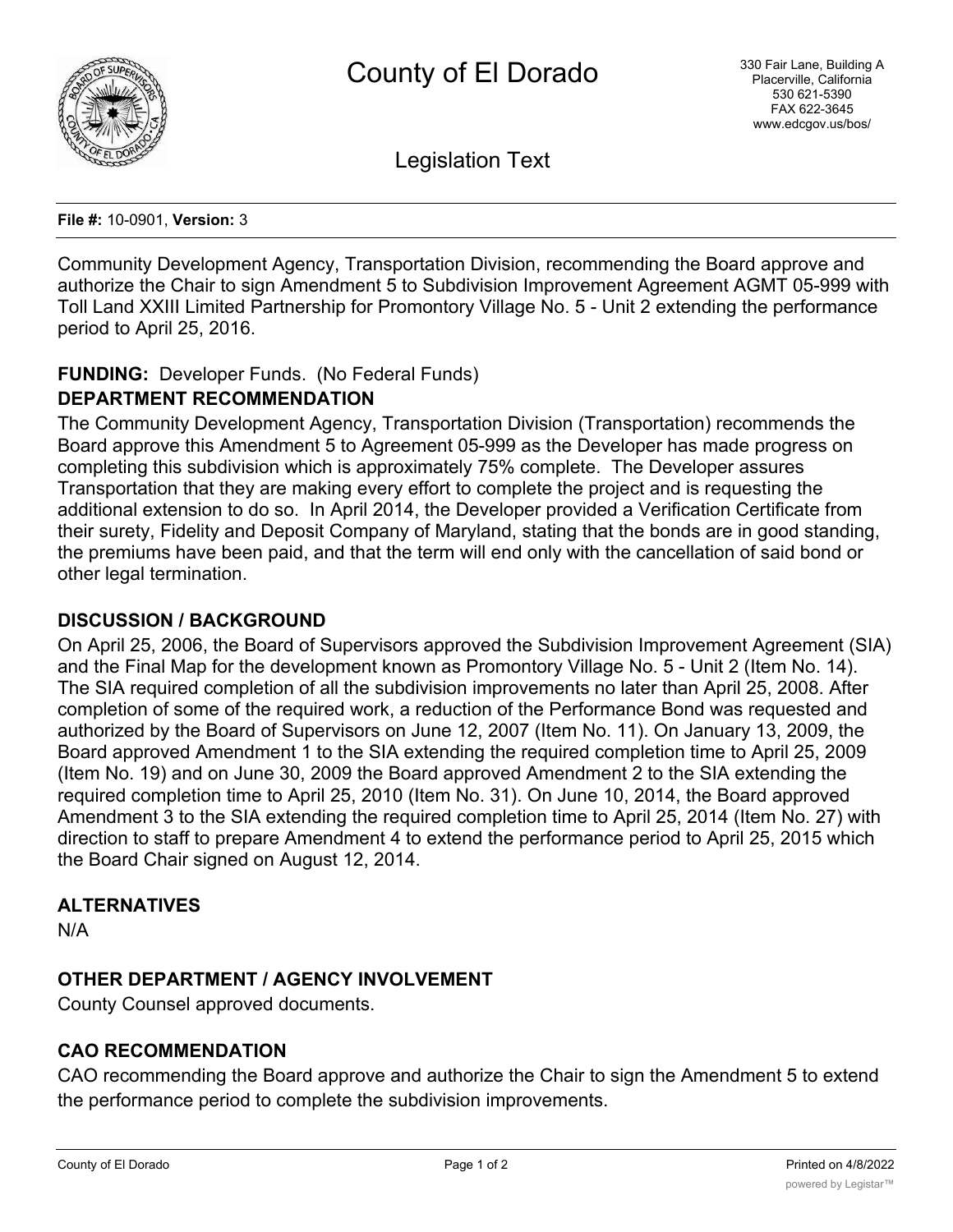# County of El Dorado

330 Fair Lane, Building A
Placerville, California
530 621-5390
FAX 622-3645
www.edcgov.us/bos/

## Legislation Text

**File #:** 10-0901, **Version:** 3

Community Development Agency, Transportation Division, recommending the Board approve and authorize the Chair to sign Amendment 5 to Subdivision Improvement Agreement AGMT 05-999 with Toll Land XXIII Limited Partnership for Promontory Village No. 5 - Unit 2 extending the performance period to April 25, 2016.

**FUNDING:** Developer Funds. (No Federal Funds)

**DEPARTMENT RECOMMENDATION**

The Community Development Agency, Transportation Division (Transportation) recommends the Board approve this Amendment 5 to Agreement 05-999 as the Developer has made progress on completing this subdivision which is approximately 75% complete. The Developer assures Transportation that they are making every effort to complete the project and is requesting the additional extension to do so. In April 2014, the Developer provided a Verification Certificate from their surety, Fidelity and Deposit Company of Maryland, stating that the bonds are in good standing, the premiums have been paid, and that the term will end only with the cancellation of said bond or other legal termination.

**DISCUSSION / BACKGROUND**

On April 25, 2006, the Board of Supervisors approved the Subdivision Improvement Agreement (SIA) and the Final Map for the development known as Promontory Village No. 5 - Unit 2 (Item No. 14). The SIA required completion of all the subdivision improvements no later than April 25, 2008. After completion of some of the required work, a reduction of the Performance Bond was requested and authorized by the Board of Supervisors on June 12, 2007 (Item No. 11). On January 13, 2009, the Board approved Amendment 1 to the SIA extending the required completion time to April 25, 2009 (Item No. 19) and on June 30, 2009 the Board approved Amendment 2 to the SIA extending the required completion time to April 25, 2010 (Item No. 31). On June 10, 2014, the Board approved Amendment 3 to the SIA extending the required completion time to April 25, 2014 (Item No. 27) with direction to staff to prepare Amendment 4 to extend the performance period to April 25, 2015 which the Board Chair signed on August 12, 2014.

**ALTERNATIVES**

N/A

**OTHER DEPARTMENT / AGENCY INVOLVEMENT**

County Counsel approved documents.

**CAO RECOMMENDATION**

CAO recommending the Board approve and authorize the Chair to sign the Amendment 5 to extend the performance period to complete the subdivision improvements.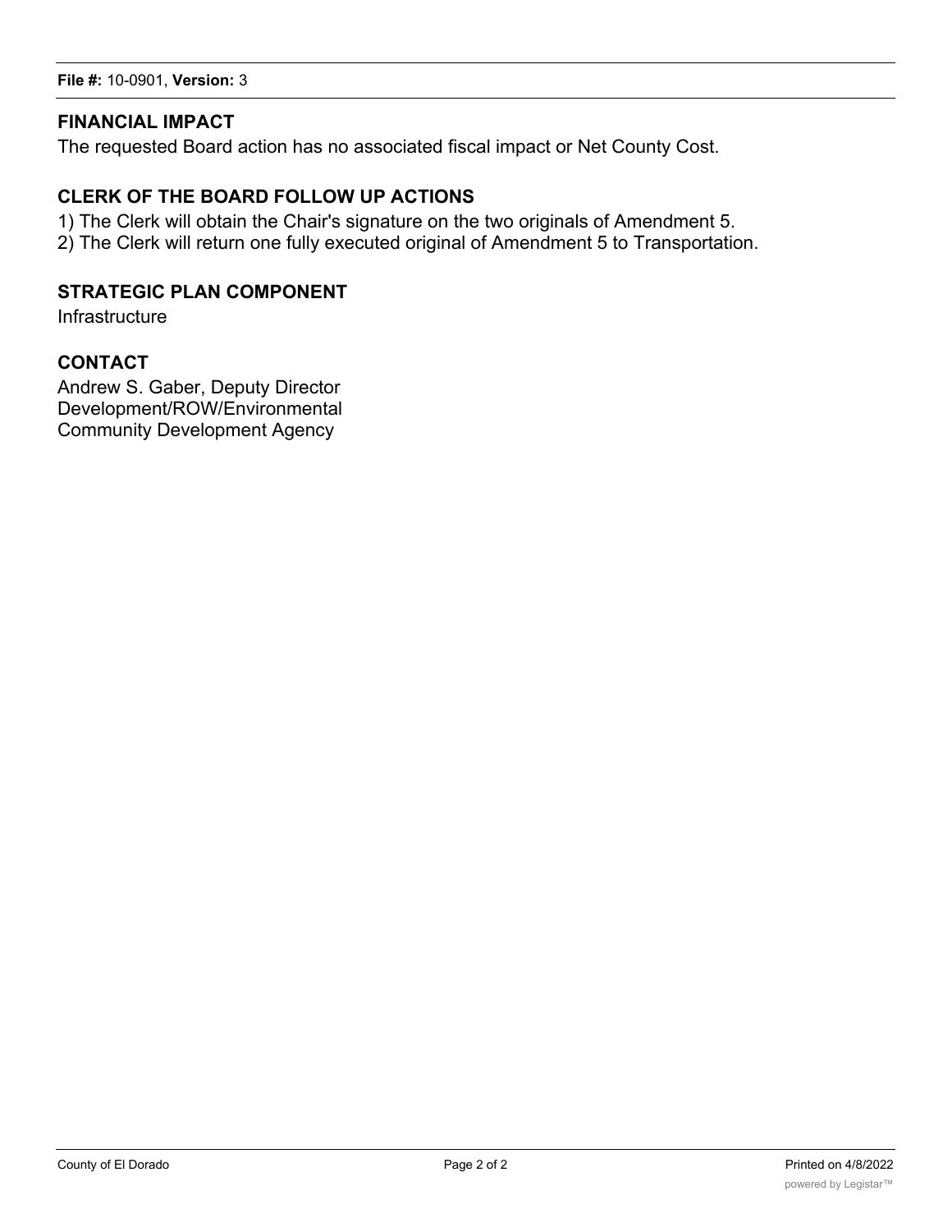## FINANCIAL IMPACT

The requested Board action has no associated fiscal impact or Net County Cost.

## CLERK OF THE BOARD FOLLOW UP ACTIONS

1) The Clerk will obtain the Chair's signature on the two originals of Amendment 5.
2) The Clerk will return one fully executed original of Amendment 5 to Transportation.

## STRATEGIC PLAN COMPONENT

Infrastructure

## CONTACT

Andrew S. Gaber, Deputy Director
Development/ROW/Environmental
Community Development Agency